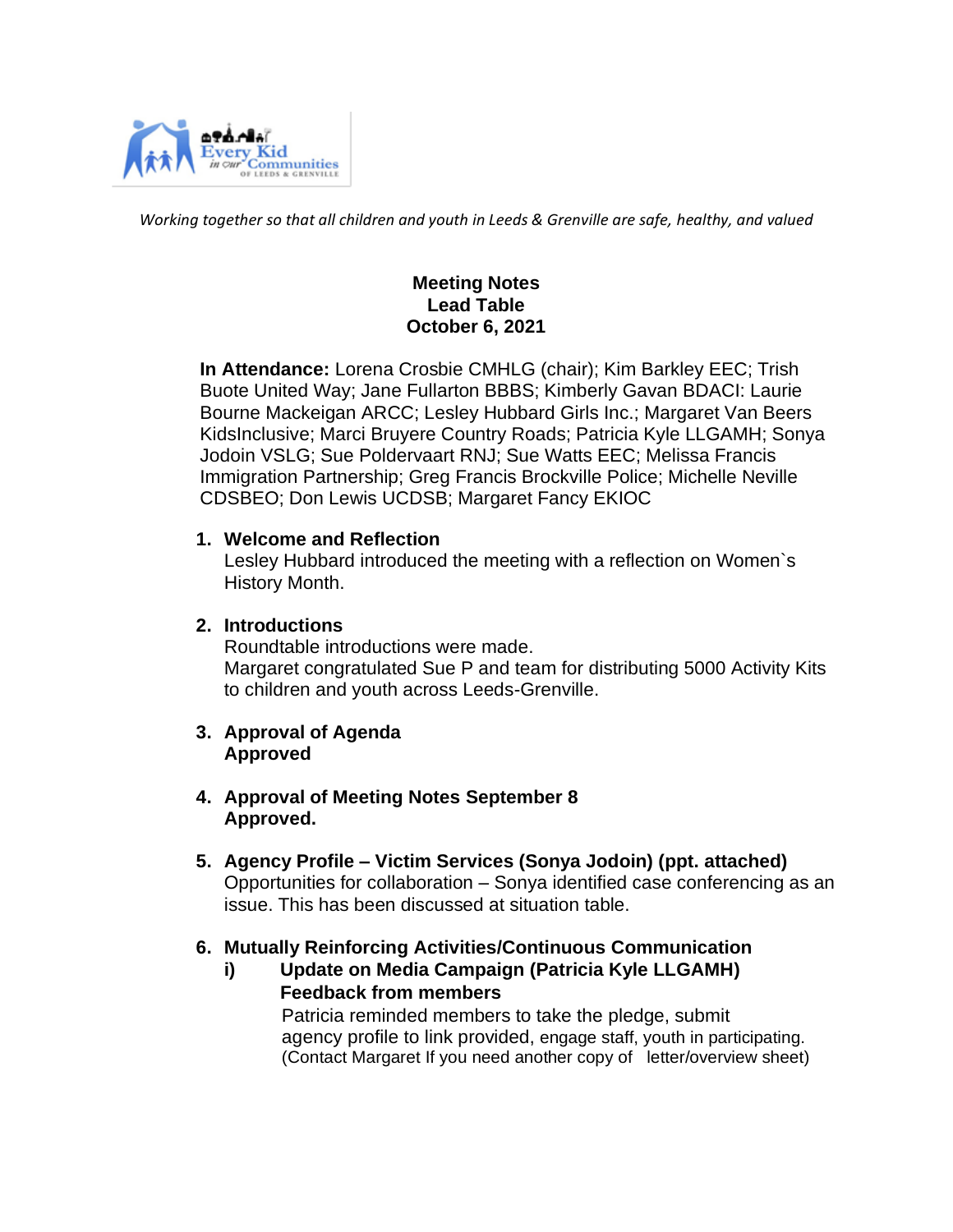*Working together so that all children and youth in Leeds & Grenville are safe, healthy, and valued*

**Meeting Notes**
**Lead Table**
**October 6, 2021**

**In Attendance:** Lorena Crosbie CMHLG (chair); Kim Barkley EEC; Trish Buote United Way; Jane Fullarton BBBS; Kimberly Gavan BDACI: Laurie Bourne Mackeigan ARCC; Lesley Hubbard Girls Inc.; Margaret Van Beers KidsInclusive; Marci Bruyere Country Roads; Patricia Kyle LLGAMH; Sonya Jodoin VSLG; Sue Poldervaart RNJ; Sue Watts EEC; Melissa Francis Immigration Partnership; Greg Francis Brockville Police; Michelle Neville CDSBEO; Don Lewis UCDSB; Margaret Fancy EKIOC

1. **Welcome and Reflection**
   Lesley Hubbard introduced the meeting with a reflection on Women`s History Month.

2. **Introductions**
   Roundtable introductions were made.
   Margaret congratulated Sue P and team for distributing 5000 Activity Kits to children and youth across Leeds-Grenville.

3. **Approval of Agenda**
   **Approved**

4. **Approval of Meeting Notes September 8**
   **Approved.**

5. **Agency Profile – Victim Services (Sonya Jodoin) (ppt. attached)**
   Opportunities for collaboration – Sonya identified case conferencing as an issue. This has been discussed at situation table.

6. **Mutually Reinforcing Activities/Continuous Communication**
   i) **Update on Media Campaign (Patricia Kyle LLGAMH)**
      **Feedback from members**
      Patricia reminded members to take the pledge, submit agency profile to link provided, engage staff, youth in participating. (Contact Margaret If you need another copy of letter/overview sheet)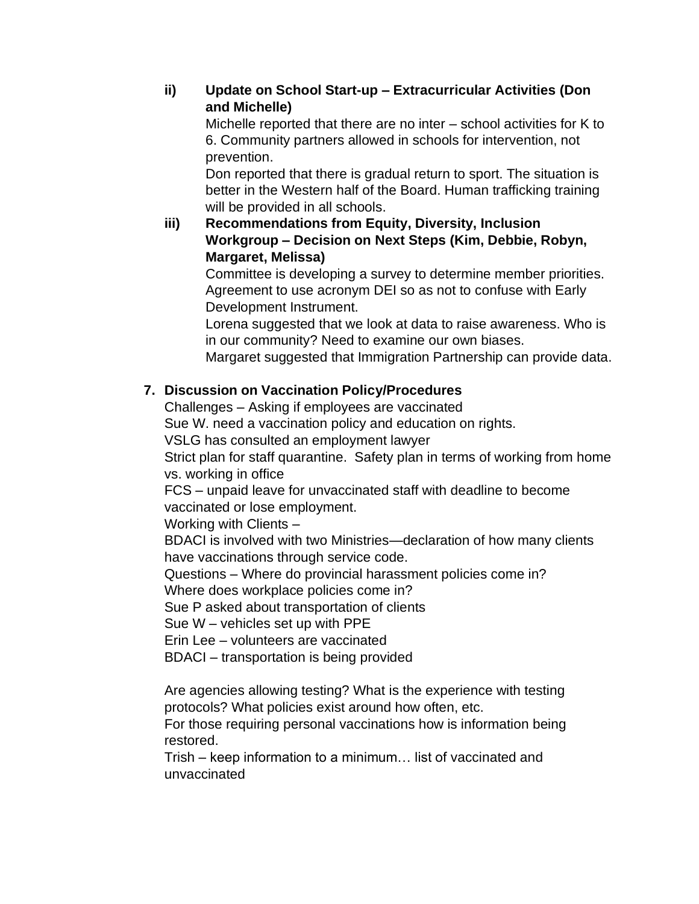ii) **Update on School Start-up – Extracurricular Activities (Don and Michelle)**

Michelle reported that there are no inter – school activities for K to 6. Community partners allowed in schools for intervention, not prevention.

Don reported that there is gradual return to sport. The situation is better in the Western half of the Board. Human trafficking training will be provided in all schools.

iii) **Recommendations from Equity, Diversity, Inclusion Workgroup – Decision on Next Steps (Kim, Debbie, Robyn, Margaret, Melissa)**

Committee is developing a survey to determine member priorities.
Agreement to use acronym DEI so as not to confuse with Early Development Instrument.

Lorena suggested that we look at data to raise awareness. Who is in our community? Need to examine our own biases.

Margaret suggested that Immigration Partnership can provide data.

**7. Discussion on Vaccination Policy/Procedures**

Challenges – Asking if employees are vaccinated
Sue W. need a vaccination policy and education on rights.
VSLG has consulted an employment lawyer
Strict plan for staff quarantine. Safety plan in terms of working from home vs. working in office
FCS – unpaid leave for unvaccinated staff with deadline to become vaccinated or lose employment.
Working with Clients –
BDACI is involved with two Ministries—declaration of how many clients have vaccinations through service code.
Questions – Where do provincial harassment policies come in?
Where does workplace policies come in?
Sue P asked about transportation of clients
Sue W – vehicles set up with PPE
Erin Lee – volunteers are vaccinated
BDACI – transportation is being provided

Are agencies allowing testing? What is the experience with testing protocols? What policies exist around how often, etc.
For those requiring personal vaccinations how is information being restored.
Trish – keep information to a minimum… list of vaccinated and unvaccinated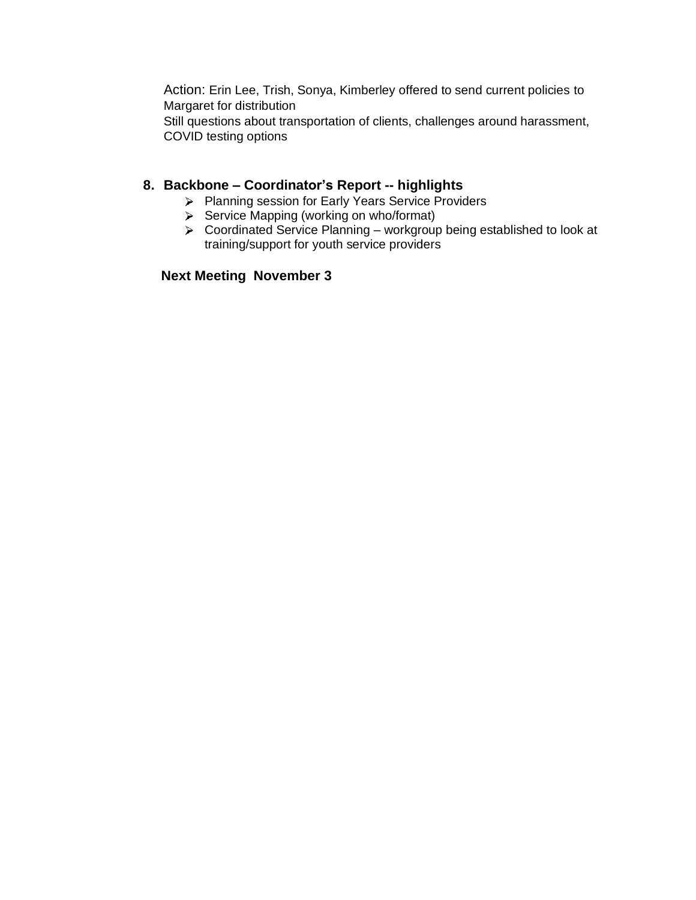Action: Erin Lee, Trish, Sonya, Kimberley offered to send current policies to Margaret for distribution
Still questions about transportation of clients, challenges around harassment, COVID testing options

## 8. Backbone – Coordinator's Report -- highlights

- Planning session for Early Years Service Providers
- Service Mapping (working on who/format)
- Coordinated Service Planning – workgroup being established to look at training/support for youth service providers

**Next Meeting November 3**